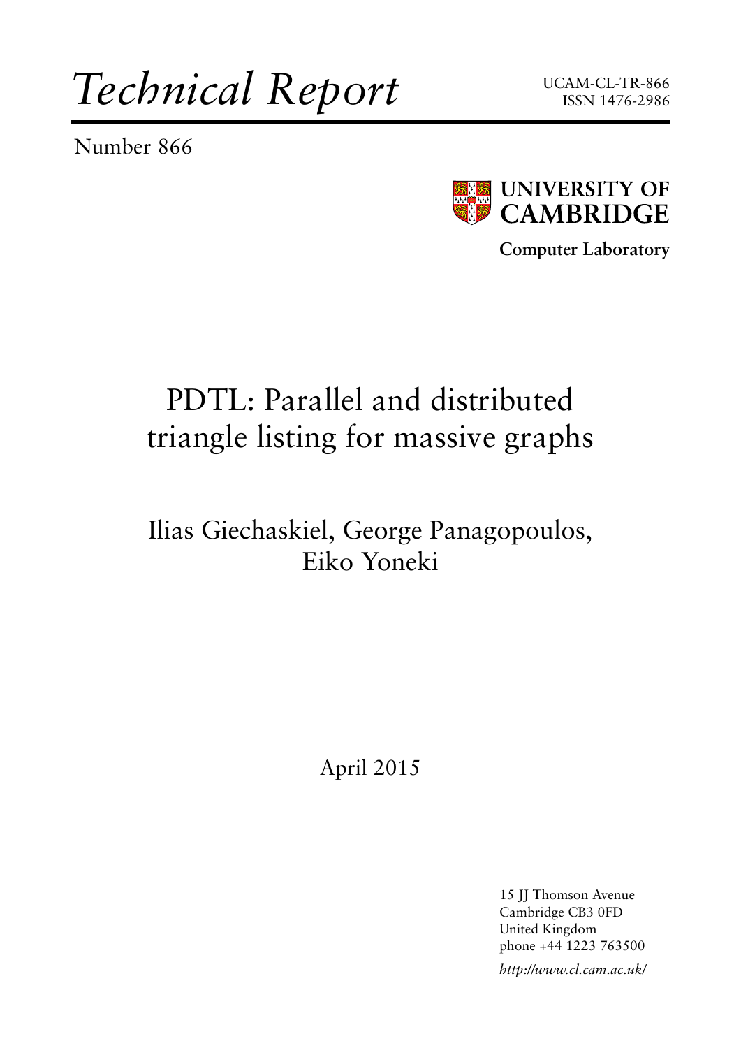# *Technical Report*

UCAM-CL-TR-866
ISSN 1476-2986

Number 866

**UNIVERSITY OF CAMBRIDGE**

**Computer Laboratory**

# PDTL: Parallel and distributed triangle listing for massive graphs

## Ilias Giechaskiel, George Panagopoulos, Eiko Yoneki

April 2015

15 JJ Thomson Avenue
Cambridge CB3 0FD
United Kingdom
phone +44 1223 763500

*http://www.cl.cam.ac.uk/*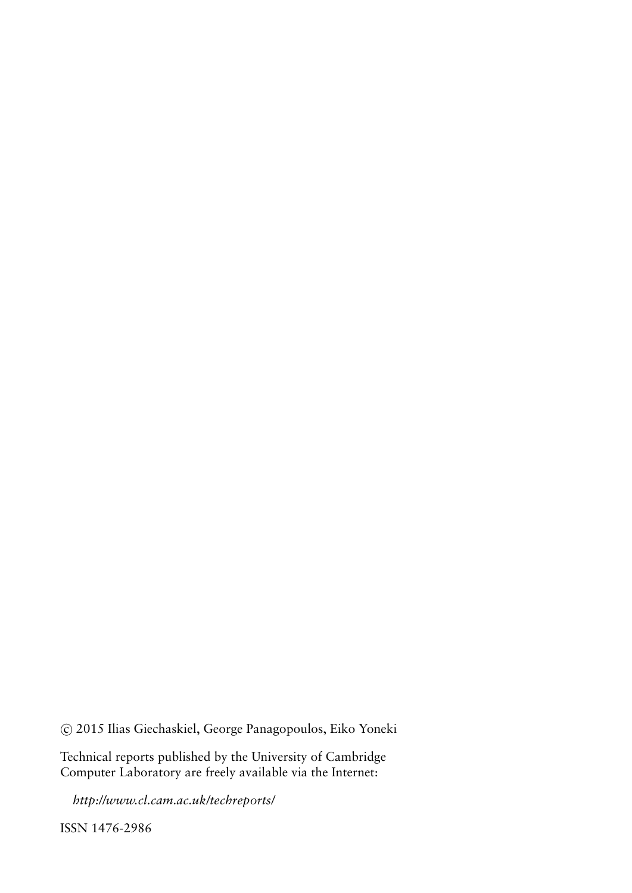© 2015 Ilias Giechaskiel, George Panagopoulos, Eiko Yoneki

Technical reports published by the University of Cambridge Computer Laboratory are freely available via the Internet:

*http://www.cl.cam.ac.uk/techreports/*

ISSN 1476-2986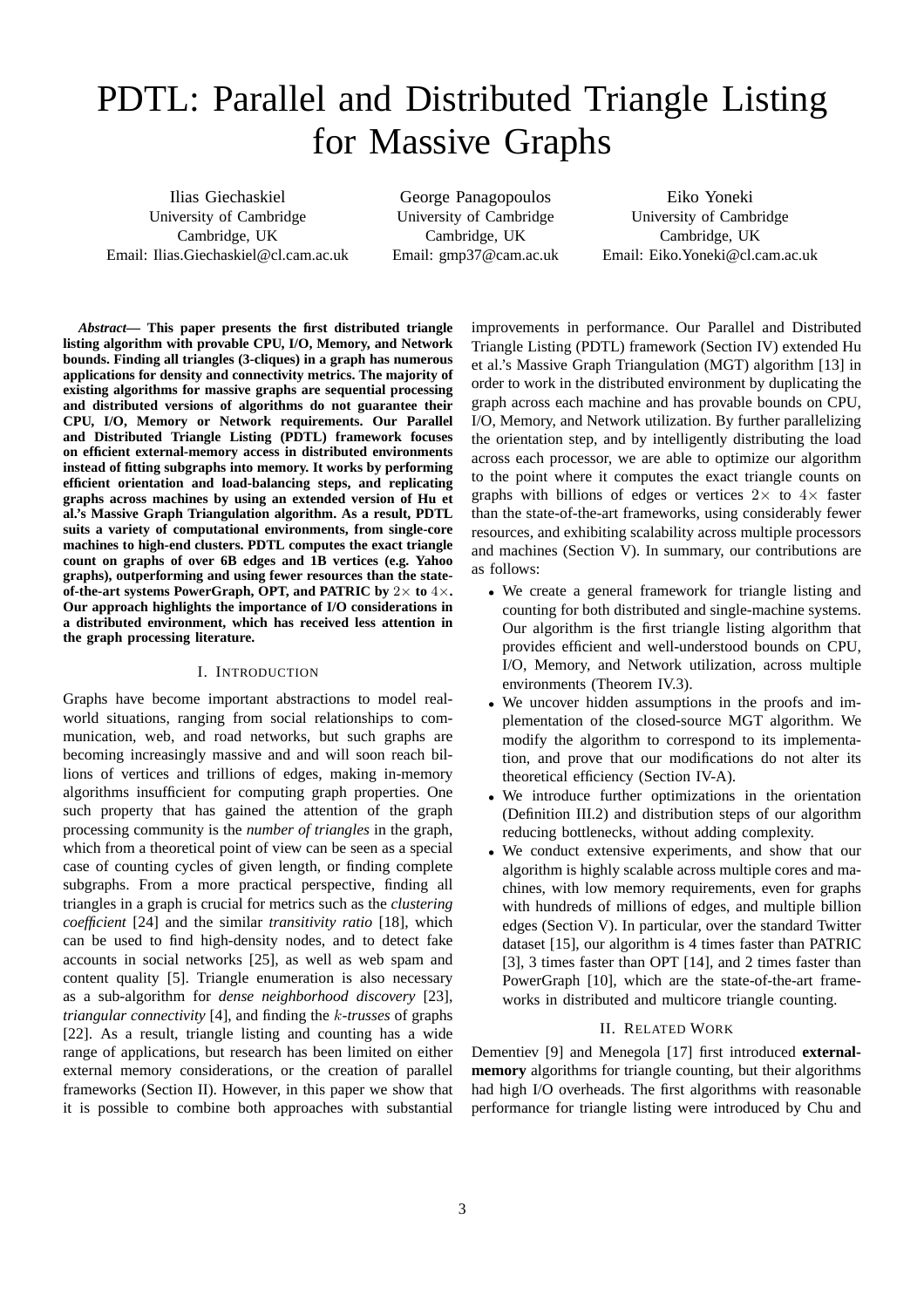# PDTL: Parallel and Distributed Triangle Listing for Massive Graphs

Ilias Giechaskiel
University of Cambridge
Cambridge, UK
Email: Ilias.Giechaskiel@cl.cam.ac.uk

George Panagopoulos
University of Cambridge
Cambridge, UK
Email: gmp37@cam.ac.uk

Eiko Yoneki
University of Cambridge
Cambridge, UK
Email: Eiko.Yoneki@cl.cam.ac.uk

***Abstract*— This paper presents the first distributed triangle listing algorithm with provable CPU, I/O, Memory, and Network bounds. Finding all triangles (3-cliques) in a graph has numerous applications for density and connectivity metrics. The majority of existing algorithms for massive graphs are sequential processing and distributed versions of algorithms do not guarantee their CPU, I/O, Memory or Network requirements. Our Parallel and Distributed Triangle Listing (PDTL) framework focuses on efficient external-memory access in distributed environments instead of fitting subgraphs into memory. It works by performing efficient orientation and load-balancing steps, and replicating graphs across machines by using an extended version of Hu et al.'s Massive Graph Triangulation algorithm. As a result, PDTL suits a variety of computational environments, from single-core machines to high-end clusters. PDTL computes the exact triangle count on graphs of over 6B edges and 1B vertices (e.g. Yahoo graphs), outperforming and using fewer resources than the state-of-the-art systems PowerGraph, OPT, and PATRIC by $2\times$ to $4\times$. Our approach highlights the importance of I/O considerations in a distributed environment, which has received less attention in the graph processing literature.**

## I. Introduction

Graphs have become important abstractions to model real-world situations, ranging from social relationships to communication, web, and road networks, but such graphs are becoming increasingly massive and and will soon reach billions of vertices and trillions of edges, making in-memory algorithms insufficient for computing graph properties. One such property that has gained the attention of the graph processing community is the *number of triangles* in the graph, which from a theoretical point of view can be seen as a special case of counting cycles of given length, or finding complete subgraphs. From a more practical perspective, finding all triangles in a graph is crucial for metrics such as the *clustering coefficient* [24] and the similar *transitivity ratio* [18], which can be used to find high-density nodes, and to detect fake accounts in social networks [25], as well as web spam and content quality [5]. Triangle enumeration is also necessary as a sub-algorithm for *dense neighborhood discovery* [23], *triangular connectivity* [4], and finding the $k$-*trusses* of graphs [22]. As a result, triangle listing and counting has a wide range of applications, but research has been limited on either external memory considerations, or the creation of parallel frameworks (Section II). However, in this paper we show that it is possible to combine both approaches with substantial improvements in performance. Our Parallel and Distributed Triangle Listing (PDTL) framework (Section IV) extended Hu et al.'s Massive Graph Triangulation (MGT) algorithm [13] in order to work in the distributed environment by duplicating the graph across each machine and has provable bounds on CPU, I/O, Memory, and Network utilization. By further parallelizing the orientation step, and by intelligently distributing the load across each processor, we are able to optimize our algorithm to the point where it computes the exact triangle counts on graphs with billions of edges or vertices $2\times$ to $4\times$ faster than the state-of-the-art frameworks, using considerably fewer resources, and exhibiting scalability across multiple processors and machines (Section V). In summary, our contributions are as follows:

- We create a general framework for triangle listing and counting for both distributed and single-machine systems. Our algorithm is the first triangle listing algorithm that provides efficient and well-understood bounds on CPU, I/O, Memory, and Network utilization, across multiple environments (Theorem IV.3).
- We uncover hidden assumptions in the proofs and implementation of the closed-source MGT algorithm. We modify the algorithm to correspond to its implementation, and prove that our modifications do not alter its theoretical efficiency (Section IV-A).
- We introduce further optimizations in the orientation (Definition III.2) and distribution steps of our algorithm reducing bottlenecks, without adding complexity.
- We conduct extensive experiments, and show that our algorithm is highly scalable across multiple cores and machines, with low memory requirements, even for graphs with hundreds of millions of edges, and multiple billion edges (Section V). In particular, over the standard Twitter dataset [15], our algorithm is 4 times faster than PATRIC [3], 3 times faster than OPT [14], and 2 times faster than PowerGraph [10], which are the state-of-the-art frameworks in distributed and multicore triangle counting.

## II. Related Work

Dementiev [9] and Menegola [17] first introduced **external-memory** algorithms for triangle counting, but their algorithms had high I/O overheads. The first algorithms with reasonable performance for triangle listing were introduced by Chu and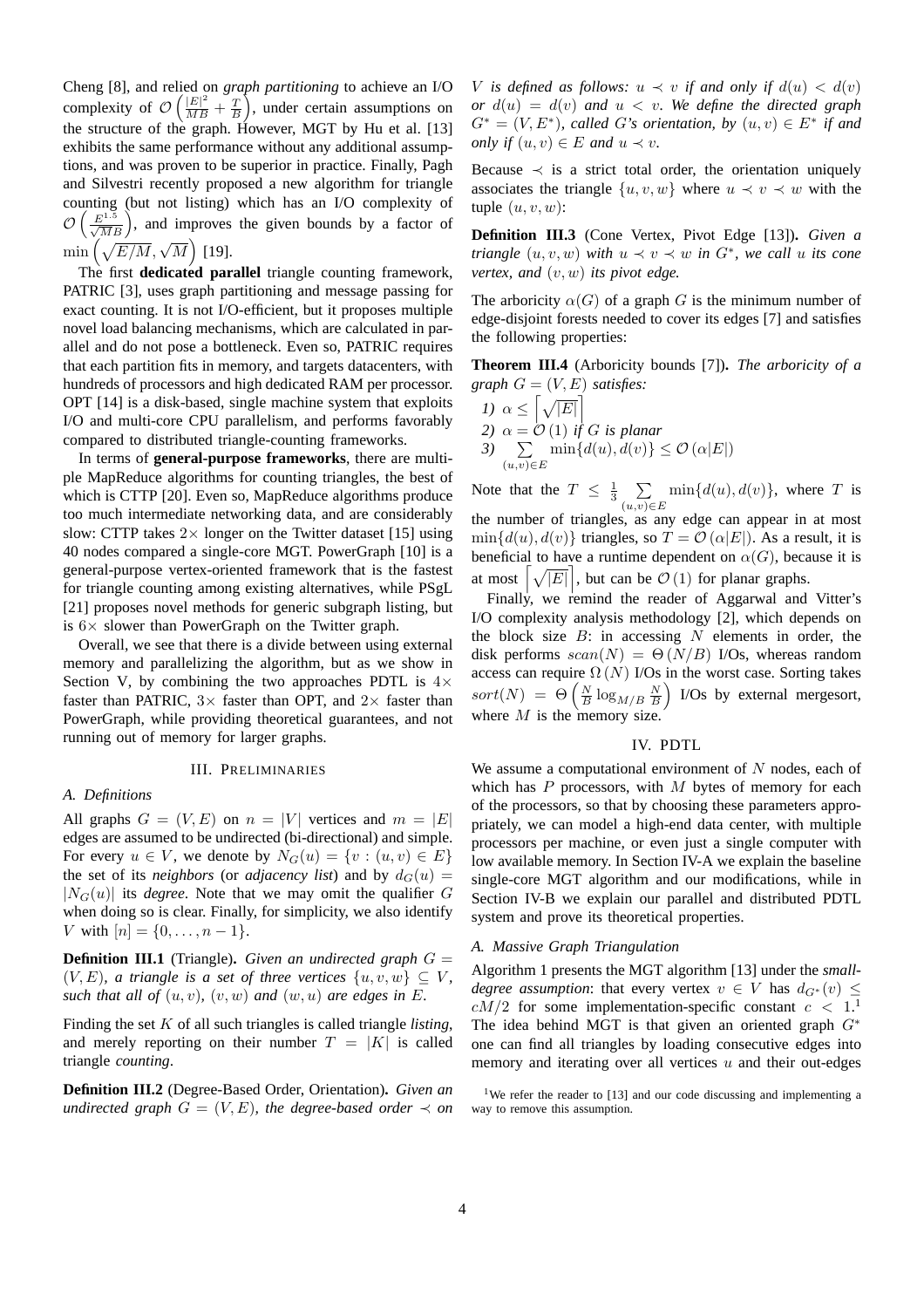Cheng [8], and relied on *graph partitioning* to achieve an I/O complexity of $\mathcal{O}\left(\frac{|E|^2}{MB} + \frac{T}{B}\right)$, under certain assumptions on the structure of the graph. However, MGT by Hu et al. [13] exhibits the same performance without any additional assumptions, and was proven to be superior in practice. Finally, Pagh and Silvestri recently proposed a new algorithm for triangle counting (but not listing) which has an I/O complexity of $\mathcal{O}\left(\frac{E^{1.5}}{\sqrt{M}B}\right)$, and improves the given bounds by a factor of $\min\left(\sqrt{E/M}, \sqrt{M}\right)$ [19].

The first **dedicated parallel** triangle counting framework, PATRIC [3], uses graph partitioning and message passing for exact counting. It is not I/O-efficient, but it proposes multiple novel load balancing mechanisms, which are calculated in parallel and do not pose a bottleneck. Even so, PATRIC requires that each partition fits in memory, and targets datacenters, with hundreds of processors and high dedicated RAM per processor. OPT [14] is a disk-based, single machine system that exploits I/O and multi-core CPU parallelism, and performs favorably compared to distributed triangle-counting frameworks.

In terms of **general-purpose frameworks**, there are multiple MapReduce algorithms for counting triangles, the best of which is CTTP [20]. Even so, MapReduce algorithms produce too much intermediate networking data, and are considerably slow: CTTP takes $2\times$ longer on the Twitter dataset [15] using 40 nodes compared a single-core MGT. PowerGraph [10] is a general-purpose vertex-oriented framework that is the fastest for triangle counting among existing alternatives, while PSgL [21] proposes novel methods for generic subgraph listing, but is $6\times$ slower than PowerGraph on the Twitter graph.

Overall, we see that there is a divide between using external memory and parallelizing the algorithm, but as we show in Section V, by combining the two approaches PDTL is $4\times$ faster than PATRIC, $3\times$ faster than OPT, and $2\times$ faster than PowerGraph, while providing theoretical guarantees, and not running out of memory for larger graphs.

## III. Preliminaries

### A. Definitions

All graphs $G = (V, E)$ on $n = |V|$ vertices and $m = |E|$ edges are assumed to be undirected (bi-directional) and simple. For every $u \in V$, we denote by $N_G(u) = \{v : (u, v) \in E\}$ the set of its *neighbors* (or *adjacency list*) and by $d_G(u) = |N_G(u)|$ its *degree*. Note that we may omit the qualifier $G$ when doing so is clear. Finally, for simplicity, we also identify $V$ with $[n] = \{0, \ldots, n-1\}$.

**Definition III.1** (Triangle)**.** *Given an undirected graph $G = (V, E)$, a triangle is a set of three vertices $\{u, v, w\} \subseteq V$, such that all of $(u, v)$, $(v, w)$ and $(w, u)$ are edges in $E$.*

Finding the set $K$ of all such triangles is called triangle *listing*, and merely reporting on their number $T = |K|$ is called triangle *counting*.

**Definition III.2** (Degree-Based Order, Orientation)**.** *Given an undirected graph $G = (V, E)$, the degree-based order $\prec$ on $V$ is defined as follows: $u \prec v$ if and only if $d(u) < d(v)$ or $d(u) = d(v)$ and $u < v$. We define the directed graph $G^* = (V, E^*)$, called $G$'s orientation, by $(u, v) \in E^*$ if and only if $(u, v) \in E$ and $u \prec v$.*

Because $\prec$ is a strict total order, the orientation uniquely associates the triangle $\{u, v, w\}$ where $u \prec v \prec w$ with the tuple $(u, v, w)$:

**Definition III.3** (Cone Vertex, Pivot Edge [13])**.** *Given a triangle $(u, v, w)$ with $u \prec v \prec w$ in $G^*$, we call $u$ its cone vertex, and $(v, w)$ its pivot edge.*

The arboricity $\alpha(G)$ of a graph $G$ is the minimum number of edge-disjoint forests needed to cover its edges [7] and satisfies the following properties:

**Theorem III.4** (Arboricity bounds [7])**.** *The arboricity of a graph $G = (V, E)$ satisfies:*

1) $\alpha \leq \left\lceil \sqrt{|E|} \right\rceil$
2) $\alpha = \mathcal{O}(1)$ *if $G$ is planar*
3) $\sum_{(u,v) \in E} \min\{d(u), d(v)\} \leq \mathcal{O}(\alpha|E|)$

Note that the $T \leq \frac{1}{3} \sum_{(u,v) \in E} \min\{d(u), d(v)\}$, where $T$ is the number of triangles, as any edge can appear in at most $\min\{d(u), d(v)\}$ triangles, so $T = \mathcal{O}(\alpha|E|)$. As a result, it is beneficial to have a runtime dependent on $\alpha(G)$, because it is at most $\left\lceil \sqrt{|E|} \right\rceil$, but can be $\mathcal{O}(1)$ for planar graphs.

Finally, we remind the reader of Aggarwal and Vitter's I/O complexity analysis methodology [2], which depends on the block size $B$: in accessing $N$ elements in order, the disk performs $scan(N) = \Theta(N/B)$ I/Os, whereas random access can require $\Omega(N)$ I/Os in the worst case. Sorting takes $sort(N) = \Theta\left(\frac{N}{B} \log_{M/B} \frac{N}{B}\right)$ I/Os by external mergesort, where $M$ is the memory size.

## IV. PDTL

We assume a computational environment of $N$ nodes, each of which has $P$ processors, with $M$ bytes of memory for each of the processors, so that by choosing these parameters appropriately, we can model a high-end data center, with multiple processors per machine, or even just a single computer with low available memory. In Section IV-A we explain the baseline single-core MGT algorithm and our modifications, while in Section IV-B we explain our parallel and distributed PDTL system and prove its theoretical properties.

### A. Massive Graph Triangulation

Algorithm 1 presents the MGT algorithm [13] under the *small-degree assumption*: that every vertex $v \in V$ has $d_{G^*}(v) \leq cM/2$ for some implementation-specific constant $c < 1$.[1] The idea behind MGT is that given an oriented graph $G^*$ one can find all triangles by loading consecutive edges into memory and iterating over all vertices $u$ and their out-edges

[1] We refer the reader to [13] and our code discussing and implementing a way to remove this assumption.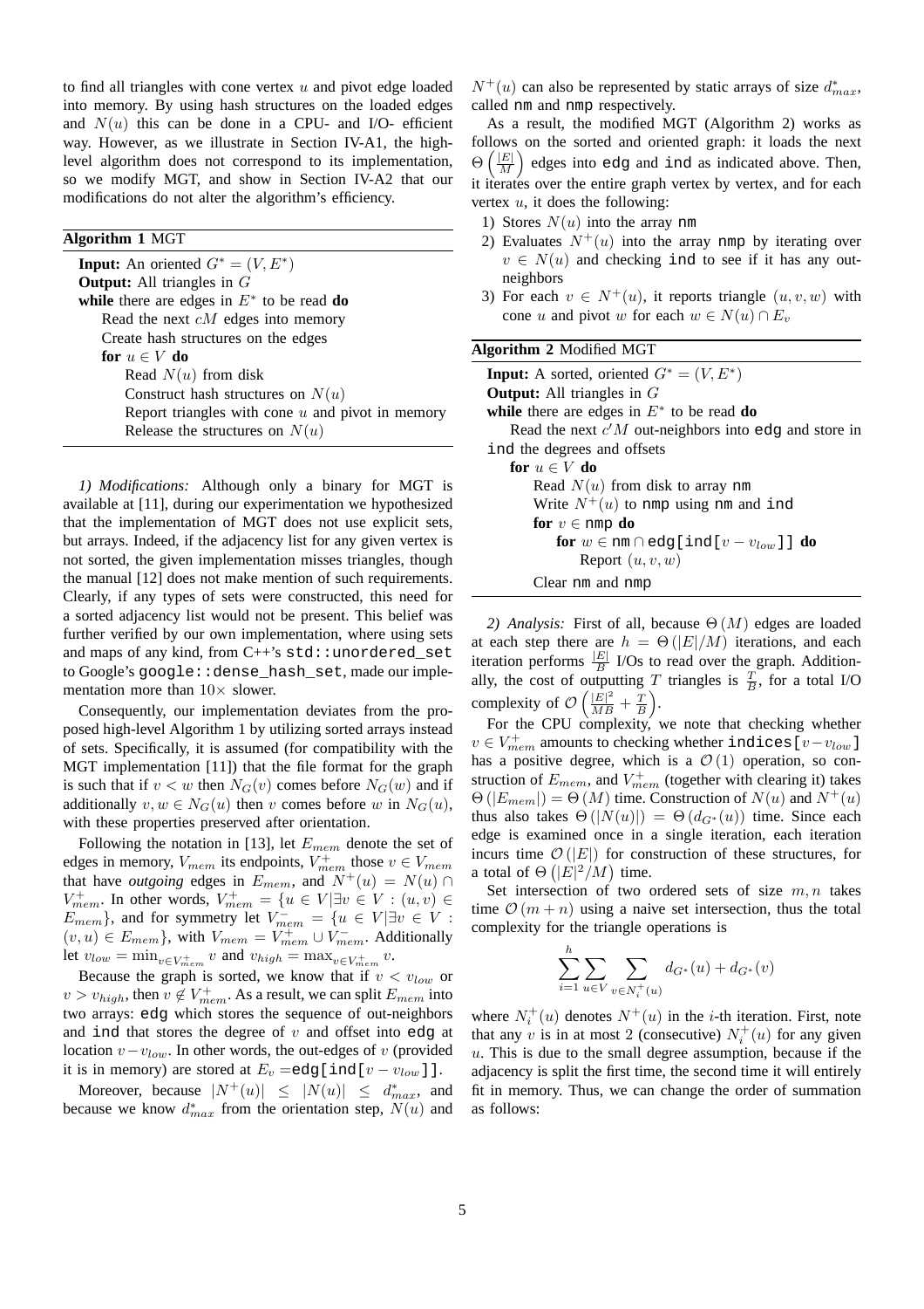to find all triangles with cone vertex $u$ and pivot edge loaded into memory. By using hash structures on the loaded edges and $N(u)$ this can be done in a CPU- and I/O- efficient way. However, as we illustrate in Section IV-A1, the high-level algorithm does not correspond to its implementation, so we modify MGT, and show in Section IV-A2 that our modifications do not alter the algorithm's efficiency.

**Algorithm 1** MGT

**Input:** An oriented $G^* = (V, E^*)$
**Output:** All triangles in $G$
**while** there are edges in $E^*$ to be read **do**
  Read the next $cM$ edges into memory
  Create hash structures on the edges
  **for** $u \in V$ **do**
    Read $N(u)$ from disk
    Construct hash structures on $N(u)$
    Report triangles with cone $u$ and pivot in memory
    Release the structures on $N(u)$

*1) Modifications:* Although only a binary for MGT is available at [11], during our experimentation we hypothesized that the implementation of MGT does not use explicit sets, but arrays. Indeed, if the adjacency list for any given vertex is not sorted, the given implementation misses triangles, though the manual [12] does not make mention of such requirements. Clearly, if any types of sets were constructed, this need for a sorted adjacency list would not be present. This belief was further verified by our own implementation, where using sets and maps of any kind, from C++'s `std::unordered_set` to Google's `google::dense_hash_set`, made our implementation more than $10\times$ slower.

Consequently, our implementation deviates from the proposed high-level Algorithm 1 by utilizing sorted arrays instead of sets. Specifically, it is assumed (for compatibility with the MGT implementation [11]) that the file format for the graph is such that if $v < w$ then $N_G(v)$ comes before $N_G(w)$ and if additionally $v, w \in N_G(u)$ then $v$ comes before $w$ in $N_G(u)$, with these properties preserved after orientation.

Following the notation in [13], let $E_{mem}$ denote the set of edges in memory, $V_{mem}$ its endpoints, $V^+_{mem}$ those $v \in V_{mem}$ that have *outgoing* edges in $E_{mem}$, and $N^+(u) = N(u) \cap V^+_{mem}$. In other words, $V^+_{mem} = \{u \in V | \exists v \in V : (u, v) \in E_{mem}\}$, and for symmetry let $V^-_{mem} = \{u \in V | \exists v \in V : (v, u) \in E_{mem}\}$, with $V_{mem} = V^+_{mem} \cup V^-_{mem}$. Additionally let $v_{low} = \min_{v \in V^+_{mem}} v$ and $v_{high} = \max_{v \in V^+_{mem}} v$.

Because the graph is sorted, we know that if $v < v_{low}$ or $v > v_{high}$, then $v \notin V^+_{mem}$. As a result, we can split $E_{mem}$ into two arrays: `edg` which stores the sequence of out-neighbors and `ind` that stores the degree of $v$ and offset into `edg` at location $v - v_{low}$. In other words, the out-edges of $v$ (provided it is in memory) are stored at $E_v =$ `edg[ind[`$v - v_{low}$`]]`.

Moreover, because $|N^+(u)| \leq |N(u)| \leq d^*_{max}$, and because we know $d^*_{max}$ from the orientation step, $N(u)$ and $N^+(u)$ can also be represented by static arrays of size $d^*_{max}$, called `nm` and `nmp` respectively.

As a result, the modified MGT (Algorithm 2) works as follows on the sorted and oriented graph: it loads the next $\Theta\left(\frac{|E|}{M}\right)$ edges into `edg` and `ind` as indicated above. Then, it iterates over the entire graph vertex by vertex, and for each vertex $u$, it does the following:

1) Stores $N(u)$ into the array `nm`
2) Evaluates $N^+(u)$ into the array `nmp` by iterating over $v \in N(u)$ and checking `ind` to see if it has any out-neighbors
3) For each $v \in N^+(u)$, it reports triangle $(u, v, w)$ with cone $u$ and pivot $w$ for each $w \in N(u) \cap E_v$

**Algorithm 2** Modified MGT

**Input:** A sorted, oriented $G^* = (V, E^*)$
**Output:** All triangles in $G$
**while** there are edges in $E^*$ to be read **do**
  Read the next $c'M$ out-neighbors into `edg` and store in `ind` the degrees and offsets
  **for** $u \in V$ **do**
    Read $N(u)$ from disk to array `nm`
    Write $N^+(u)$ to `nmp` using `nm` and `ind`
    **for** $v \in$ `nmp` **do**
      **for** $w \in$ `nm` $\cap$ `edg[ind[`$v - v_{low}$`]]` **do**
        Report $(u, v, w)$
    Clear `nm` and `nmp`

*2) Analysis:* First of all, because $\Theta(M)$ edges are loaded at each step there are $h = \Theta(|E|/M)$ iterations, and each iteration performs $\frac{|E|}{B}$ I/Os to read over the graph. Additionally, the cost of outputting $T$ triangles is $\frac{T}{B}$, for a total I/O complexity of $\mathcal{O}\left(\frac{|E|^2}{MB} + \frac{T}{B}\right)$.

For the CPU complexity, we note that checking whether $v \in V^+_{mem}$ amounts to checking whether `indices[`$v - v_{low}$`]` has a positive degree, which is a $\mathcal{O}(1)$ operation, so construction of $E_{mem}$, and $V^+_{mem}$ (together with clearing it) takes $\Theta(|E_{mem}|) = \Theta(M)$ time. Construction of $N(u)$ and $N^+(u)$ thus also takes $\Theta(|N(u)|) = \Theta(d_{G^*}(u))$ time. Since each edge is examined once in a single iteration, each iteration incurs time $\mathcal{O}(|E|)$ for construction of these structures, for a total of $\Theta(|E|^2/M)$ time.

Set intersection of two ordered sets of size $m, n$ takes time $\mathcal{O}(m + n)$ using a naive set intersection, thus the total complexity for the triangle operations is

$$\sum_{i=1}^{h} \sum_{u \in V} \sum_{v \in N_i^+(u)} d_{G^*}(u) + d_{G^*}(v)$$

where $N_i^+(u)$ denotes $N^+(u)$ in the $i$-th iteration. First, note that any $v$ is in at most 2 (consecutive) $N_i^+(u)$ for any given $u$. This is due to the small degree assumption, because if the adjacency is split the first time, the second time it will entirely fit in memory. Thus, we can change the order of summation as follows: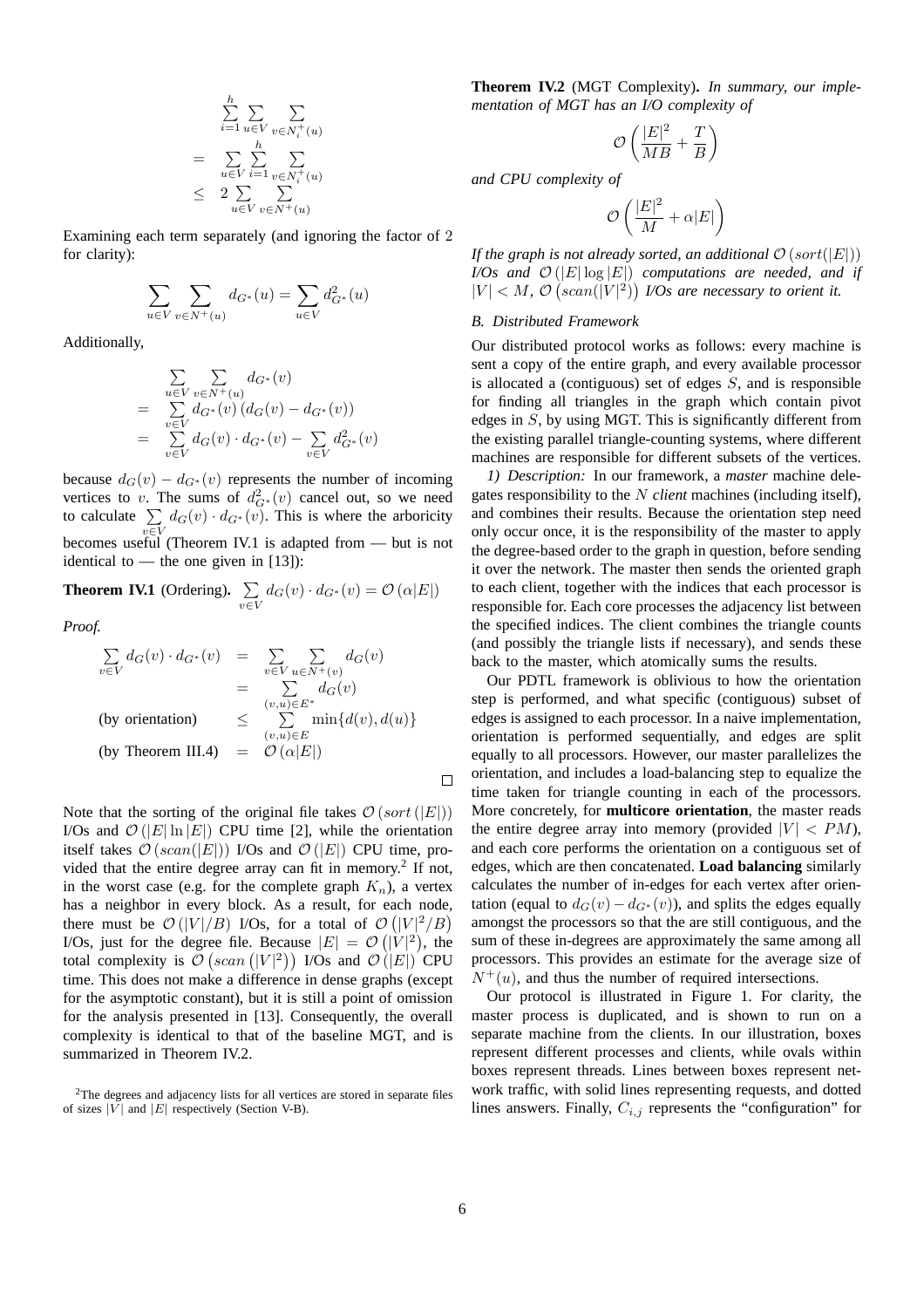$$
\begin{aligned}
& \sum_{i=1}^{h} \sum_{u \in V} \sum_{v \in N_i^+(u)} \\
= & \sum_{u \in V} \sum_{i=1}^{h} \sum_{v \in N_i^+(u)} \\
\leq & \; 2 \sum_{u \in V} \sum_{v \in N^+(u)}
\end{aligned}
$$

Examining each term separately (and ignoring the factor of 2 for clarity):

$$
\sum_{u \in V} \sum_{v \in N^+(u)} d_{G^*}(u) = \sum_{u \in V} d_{G^*}^2(u)
$$

Additionally,

$$
\begin{aligned}
& \sum_{u \in V} \sum_{v \in N^+(u)} d_{G^*}(v) \\
= & \sum_{v \in V} d_{G^*}(v) \left( d_G(v) - d_{G^*}(v) \right) \\
= & \sum_{v \in V} d_G(v) \cdot d_{G^*}(v) - \sum_{v \in V} d_{G^*}^2(v)
\end{aligned}
$$

because $d_G(v) - d_{G^*}(v)$ represents the number of incoming vertices to $v$. The sums of $d_{G^*}^2(v)$ cancel out, so we need to calculate $\sum_{v \in V} d_G(v) \cdot d_{G^*}(v)$. This is where the arboricity becomes useful (Theorem IV.1 is adapted from — but is not identical to — the one given in [13]):

**Theorem IV.1** (Ordering). $\sum_{v \in V} d_G(v) \cdot d_{G^*}(v) = \mathcal{O}(\alpha |E|)$

*Proof.*

$$
\begin{aligned}
\sum_{v \in V} d_G(v) \cdot d_{G^*}(v) &= \sum_{v \in V} \sum_{u \in N^+(v)} d_G(v) \\
&= \sum_{(v,u) \in E^*} d_G(v) \\
\text{(by orientation)} \quad &\leq \sum_{(v,u) \in E} \min\{d(v), d(u)\} \\
\text{(by Theorem III.4)} \quad &= \mathcal{O}(\alpha |E|)
\end{aligned}
$$

□

Note that the sorting of the original file takes $\mathcal{O}(sort(|E|))$ I/Os and $\mathcal{O}(|E| \ln |E|)$ CPU time [2], while the orientation itself takes $\mathcal{O}(scan(|E|))$ I/Os and $\mathcal{O}(|E|)$ CPU time, provided that the entire degree array can fit in memory.[2] If not, in the worst case (e.g. for the complete graph $K_n$), a vertex has a neighbor in every block. As a result, for each node, there must be $\mathcal{O}(|V|/B)$ I/Os, for a total of $\mathcal{O}(|V|^2/B)$ I/Os, just for the degree file. Because $|E| = \mathcal{O}(|V|^2)$, the total complexity is $\mathcal{O}(scan(|V|^2))$ I/Os and $\mathcal{O}(|E|)$ CPU time. This does not make a difference in dense graphs (except for the asymptotic constant), but it is still a point of omission for the analysis presented in [13]. Consequently, the overall complexity is identical to that of the baseline MGT, and is summarized in Theorem IV.2.

[2]The degrees and adjacency lists for all vertices are stored in separate files of sizes $|V|$ and $|E|$ respectively (Section V-B).

**Theorem IV.2** (MGT Complexity). *In summary, our implementation of MGT has an I/O complexity of*

$$
\mathcal{O}\left( \frac{|E|^2}{MB} + \frac{T}{B} \right)
$$

*and CPU complexity of*

$$
\mathcal{O}\left( \frac{|E|^2}{M} + \alpha |E| \right)
$$

*If the graph is not already sorted, an additional $\mathcal{O}(sort(|E|))$ I/Os and $\mathcal{O}(|E| \log |E|)$ computations are needed, and if $|V| < M$, $\mathcal{O}(scan(|V|^2))$ I/Os are necessary to orient it.*

### *B. Distributed Framework*

Our distributed protocol works as follows: every machine is sent a copy of the entire graph, and every available processor is allocated a (contiguous) set of edges $S$, and is responsible for finding all triangles in the graph which contain pivot edges in $S$, by using MGT. This is significantly different from the existing parallel triangle-counting systems, where different machines are responsible for different subsets of the vertices.

*1) Description:* In our framework, a *master* machine delegates responsibility to the $N$ *client* machines (including itself), and combines their results. Because the orientation step need only occur once, it is the responsibility of the master to apply the degree-based order to the graph in question, before sending it over the network. The master then sends the oriented graph to each client, together with the indices that each processor is responsible for. Each core processes the adjacency list between the specified indices. The client combines the triangle counts (and possibly the triangle lists if necessary), and sends these back to the master, which atomically sums the results.

Our PDTL framework is oblivious to how the orientation step is performed, and what specific (contiguous) subset of edges is assigned to each processor. In a naive implementation, orientation is performed sequentially, and edges are split equally to all processors. However, our master parallelizes the orientation, and includes a load-balancing step to equalize the time taken for triangle counting in each of the processors. More concretely, for **multicore orientation**, the master reads the entire degree array into memory (provided $|V| < PM$), and each core performs the orientation on a contiguous set of edges, which are then concatenated. **Load balancing** similarly calculates the number of in-edges for each vertex after orientation (equal to $d_G(v) - d_{G^*}(v)$), and splits the edges equally amongst the processors so that the are still contiguous, and the sum of these in-degrees are approximately the same among all processors. This provides an estimate for the average size of $N^+(u)$, and thus the number of required intersections.

Our protocol is illustrated in Figure 1. For clarity, the master process is duplicated, and is shown to run on a separate machine from the clients. In our illustration, boxes represent different processes and clients, while ovals within boxes represent threads. Lines between boxes represent network traffic, with solid lines representing requests, and dotted lines answers. Finally, $C_{i,j}$ represents the "configuration" for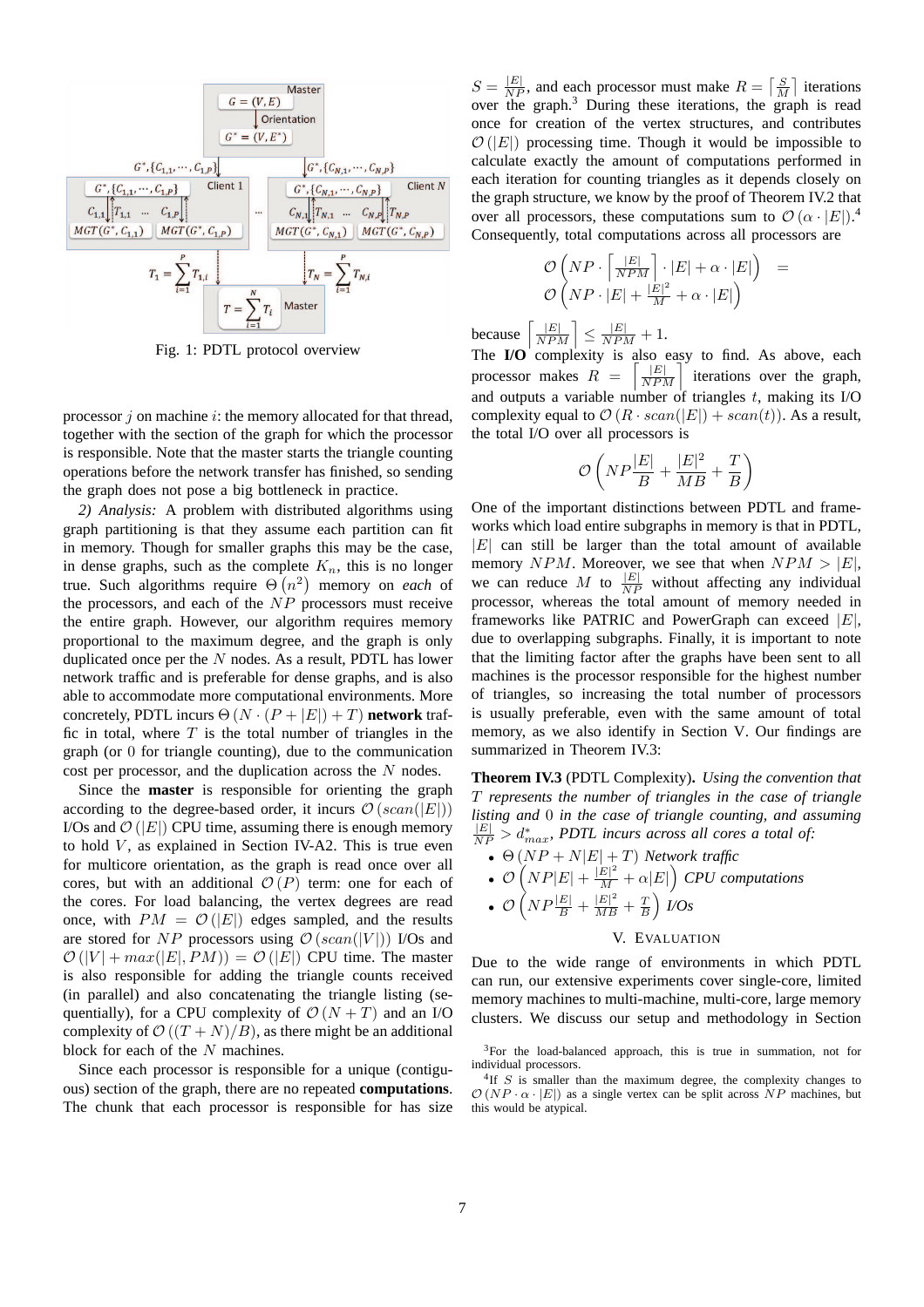Fig. 1: PDTL protocol overview

processor $j$ on machine $i$: the memory allocated for that thread, together with the section of the graph for which the processor is responsible. Note that the master starts the triangle counting operations before the network transfer has finished, so sending the graph does not pose a big bottleneck in practice.

*2) Analysis:* A problem with distributed algorithms using graph partitioning is that they assume each partition can fit in memory. Though for smaller graphs this may be the case, in dense graphs, such as the complete $K_n$, this is no longer true. Such algorithms require $\Theta(n^2)$ memory on *each* of the processors, and each of the $NP$ processors must receive the entire graph. However, our algorithm requires memory proportional to the maximum degree, and the graph is only duplicated once per the $N$ nodes. As a result, PDTL has lower network traffic and is preferable for dense graphs, and is also able to accommodate more computational environments. More concretely, PDTL incurs $\Theta(N \cdot (P + |E|) + T)$ **network** traffic in total, where $T$ is the total number of triangles in the graph (or 0 for triangle counting), due to the communication cost per processor, and the duplication across the $N$ nodes.

Since the **master** is responsible for orienting the graph according to the degree-based order, it incurs $\mathcal{O}(scan(|E|))$ I/Os and $\mathcal{O}(|E|)$ CPU time, assuming there is enough memory to hold $V$, as explained in Section IV-A2. This is true even for multicore orientation, as the graph is read once over all cores, but with an additional $\mathcal{O}(P)$ term: one for each of the cores. For load balancing, the vertex degrees are read once, with $PM = \mathcal{O}(|E|)$ edges sampled, and the results are stored for $NP$ processors using $\mathcal{O}(scan(|V|))$ I/Os and $\mathcal{O}(|V| + max(|E|, PM)) = \mathcal{O}(|E|)$ CPU time. The master is also responsible for adding the triangle counts received (in parallel) and also concatenating the triangle listing (sequentially), for a CPU complexity of $\mathcal{O}(N + T)$ and an I/O complexity of $\mathcal{O}((T + N)/B)$, as there might be an additional block for each of the $N$ machines.

Since each processor is responsible for a unique (contiguous) section of the graph, there are no repeated **computations**. The chunk that each processor is responsible for has size $S = \frac{|E|}{NP}$, and each processor must make $R = \lceil \frac{S}{M} \rceil$ iterations over the graph.[3] During these iterations, the graph is read once for creation of the vertex structures, and contributes $\mathcal{O}(|E|)$ processing time. Though it would be impossible to calculate exactly the amount of computations performed in each iteration for counting triangles as it depends closely on the graph structure, we know by the proof of Theorem IV.2 that over all processors, these computations sum to $\mathcal{O}(\alpha \cdot |E|)$.[4] Consequently, total computations across all processors are

$$\mathcal{O}\left(NP \cdot \left\lceil \frac{|E|}{NPM} \right\rceil \cdot |E| + \alpha \cdot |E|\right) = \mathcal{O}\left(NP \cdot |E| + \frac{|E|^2}{M} + \alpha \cdot |E|\right)$$

because $\left\lceil \frac{|E|}{NPM} \right\rceil \leq \frac{|E|}{NPM} + 1$.

The **I/O** complexity is also easy to find. As above, each processor makes $R = \left\lceil \frac{|E|}{NPM} \right\rceil$ iterations over the graph, and outputs a variable number of triangles $t$, making its I/O complexity equal to $\mathcal{O}(R \cdot scan(|E|) + scan(t))$. As a result, the total I/O over all processors is

$$\mathcal{O}\left(NP\frac{|E|}{B} + \frac{|E|^2}{MB} + \frac{T}{B}\right)$$

One of the important distinctions between PDTL and frameworks which load entire subgraphs in memory is that in PDTL, $|E|$ can still be larger than the total amount of available memory $NPM$. Moreover, we see that when $NPM > |E|$, we can reduce $M$ to $\frac{|E|}{NP}$ without affecting any individual processor, whereas the total amount of memory needed in frameworks like PATRIC and PowerGraph can exceed $|E|$, due to overlapping subgraphs. Finally, it is important to note that the limiting factor after the graphs have been sent to all machines is the processor responsible for the highest number of triangles, so increasing the total number of processors is usually preferable, even with the same amount of total memory, as we also identify in Section V. Our findings are summarized in Theorem IV.3:

**Theorem IV.3** (PDTL Complexity)**.** *Using the convention that $T$ represents the number of triangles in the case of triangle listing and 0 in the case of triangle counting, and assuming $\frac{|E|}{NP} > d^*_{max}$, PDTL incurs across all cores a total of:*

- $\Theta(NP + N|E| + T)$ *Network traffic*
- $\mathcal{O}\left(NP|E| + \frac{|E|^2}{M} + \alpha|E|\right)$ *CPU computations*
- $\mathcal{O}\left(NP\frac{|E|}{B} + \frac{|E|^2}{MB} + \frac{T}{B}\right)$ *I/Os*

## V. Evaluation

Due to the wide range of environments in which PDTL can run, our extensive experiments cover single-core, limited memory machines to multi-machine, multi-core, large memory clusters. We discuss our setup and methodology in Section

[3] For the load-balanced approach, this is true in summation, not for individual processors.

[4] If $S$ is smaller than the maximum degree, the complexity changes to $\mathcal{O}(NP \cdot \alpha \cdot |E|)$ as a single vertex can be split across $NP$ machines, but this would be atypical.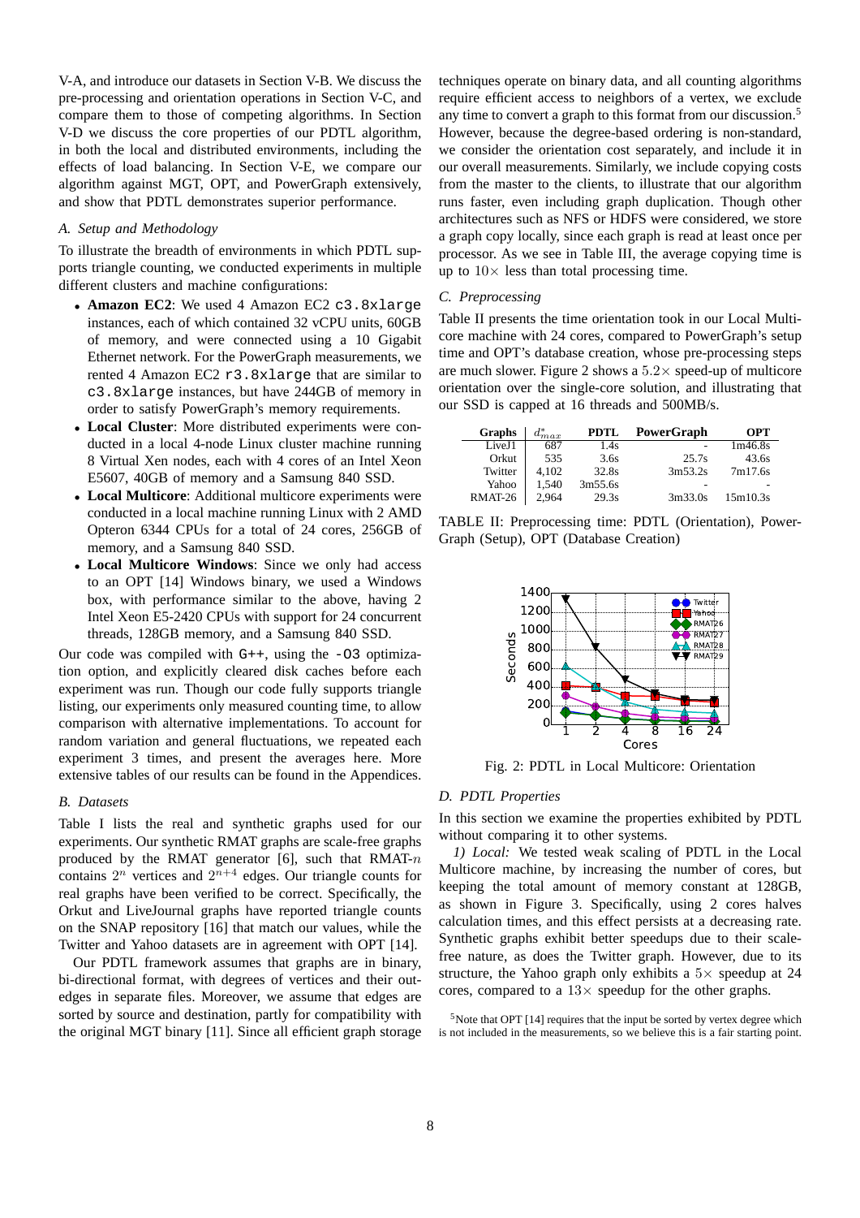V-A, and introduce our datasets in Section V-B. We discuss the pre-processing and orientation operations in Section V-C, and compare them to those of competing algorithms. In Section V-D we discuss the core properties of our PDTL algorithm, in both the local and distributed environments, including the effects of load balancing. In Section V-E, we compare our algorithm against MGT, OPT, and PowerGraph extensively, and show that PDTL demonstrates superior performance.

### A. Setup and Methodology

To illustrate the breadth of environments in which PDTL supports triangle counting, we conducted experiments in multiple different clusters and machine configurations:

- **Amazon EC2**: We used 4 Amazon EC2 `c3.8xlarge` instances, each of which contained 32 vCPU units, 60GB of memory, and were connected using a 10 Gigabit Ethernet network. For the PowerGraph measurements, we rented 4 Amazon EC2 `r3.8xlarge` that are similar to `c3.8xlarge` instances, but have 244GB of memory in order to satisfy PowerGraph's memory requirements.
- **Local Cluster**: More distributed experiments were conducted in a local 4-node Linux cluster machine running 8 Virtual Xen nodes, each with 4 cores of an Intel Xeon E5607, 40GB of memory and a Samsung 840 SSD.
- **Local Multicore**: Additional multicore experiments were conducted in a local machine running Linux with 2 AMD Opteron 6344 CPUs for a total of 24 cores, 256GB of memory, and a Samsung 840 SSD.
- **Local Multicore Windows**: Since we only had access to an OPT [14] Windows binary, we used a Windows box, with performance similar to the above, having 2 Intel Xeon E5-2420 CPUs with support for 24 concurrent threads, 128GB memory, and a Samsung 840 SSD.

Our code was compiled with `G++`, using the `-O3` optimization option, and explicitly cleared disk caches before each experiment was run. Though our code fully supports triangle listing, our experiments only measured counting time, to allow comparison with alternative implementations. To account for random variation and general fluctuations, we repeated each experiment 3 times, and present the averages here. More extensive tables of our results can be found in the Appendices.

### B. Datasets

Table I lists the real and synthetic graphs used for our experiments. Our synthetic RMAT graphs are scale-free graphs produced by the RMAT generator [6], such that RMAT-$n$ contains $2^n$ vertices and $2^{n+4}$ edges. Our triangle counts for real graphs have been verified to be correct. Specifically, the Orkut and LiveJournal graphs have reported triangle counts on the SNAP repository [16] that match our values, while the Twitter and Yahoo datasets are in agreement with OPT [14].

Our PDTL framework assumes that graphs are in binary, bi-directional format, with degrees of vertices and their out-edges in separate files. Moreover, we assume that edges are sorted by source and destination, partly for compatibility with the original MGT binary [11]. Since all efficient graph storage techniques operate on binary data, and all counting algorithms require efficient access to neighbors of a vertex, we exclude any time to convert a graph to this format from our discussion.[5] However, because the degree-based ordering is non-standard, we consider the orientation cost separately, and include it in our overall measurements. Similarly, we include copying costs from the master to the clients, to illustrate that our algorithm runs faster, even including graph duplication. Though other architectures such as NFS or HDFS were considered, we store a graph copy locally, since each graph is read at least once per processor. As we see in Table III, the average copying time is up to $10\times$ less than total processing time.

### C. Preprocessing

Table II presents the time orientation took in our Local Multicore machine with 24 cores, compared to PowerGraph's setup time and OPT's database creation, whose pre-processing steps are much slower. Figure 2 shows a $5.2\times$ speed-up of multicore orientation over the single-core solution, and illustrating that our SSD is capped at 16 threads and 500MB/s.

| Graphs | $d^*_{max}$ | PDTL | PowerGraph | OPT |
|---|---|---|---|---|
| LiveJ1 | 687 | 1.4s | - | 1m46.8s |
| Orkut | 535 | 3.6s | 25.7s | 43.6s |
| Twitter | 4,102 | 32.8s | 3m53.2s | 7m17.6s |
| Yahoo | 1,540 | 3m55.6s | - | - |
| RMAT-26 | 2,964 | 29.3s | 3m33.0s | 15m10.3s |

TABLE II: Preprocessing time: PDTL (Orientation), PowerGraph (Setup), OPT (Database Creation)

Fig. 2: PDTL in Local Multicore: Orientation

### D. PDTL Properties

In this section we examine the properties exhibited by PDTL without comparing it to other systems.

*1) Local:* We tested weak scaling of PDTL in the Local Multicore machine, by increasing the number of cores, but keeping the total amount of memory constant at 128GB, as shown in Figure 3. Specifically, using 2 cores halves calculation times, and this effect persists at a decreasing rate. Synthetic graphs exhibit better speedups due to their scale-free nature, as does the Twitter graph. However, due to its structure, the Yahoo graph only exhibits a $5\times$ speedup at 24 cores, compared to a $13\times$ speedup for the other graphs.

[5] Note that OPT [14] requires that the input be sorted by vertex degree which is not included in the measurements, so we believe this is a fair starting point.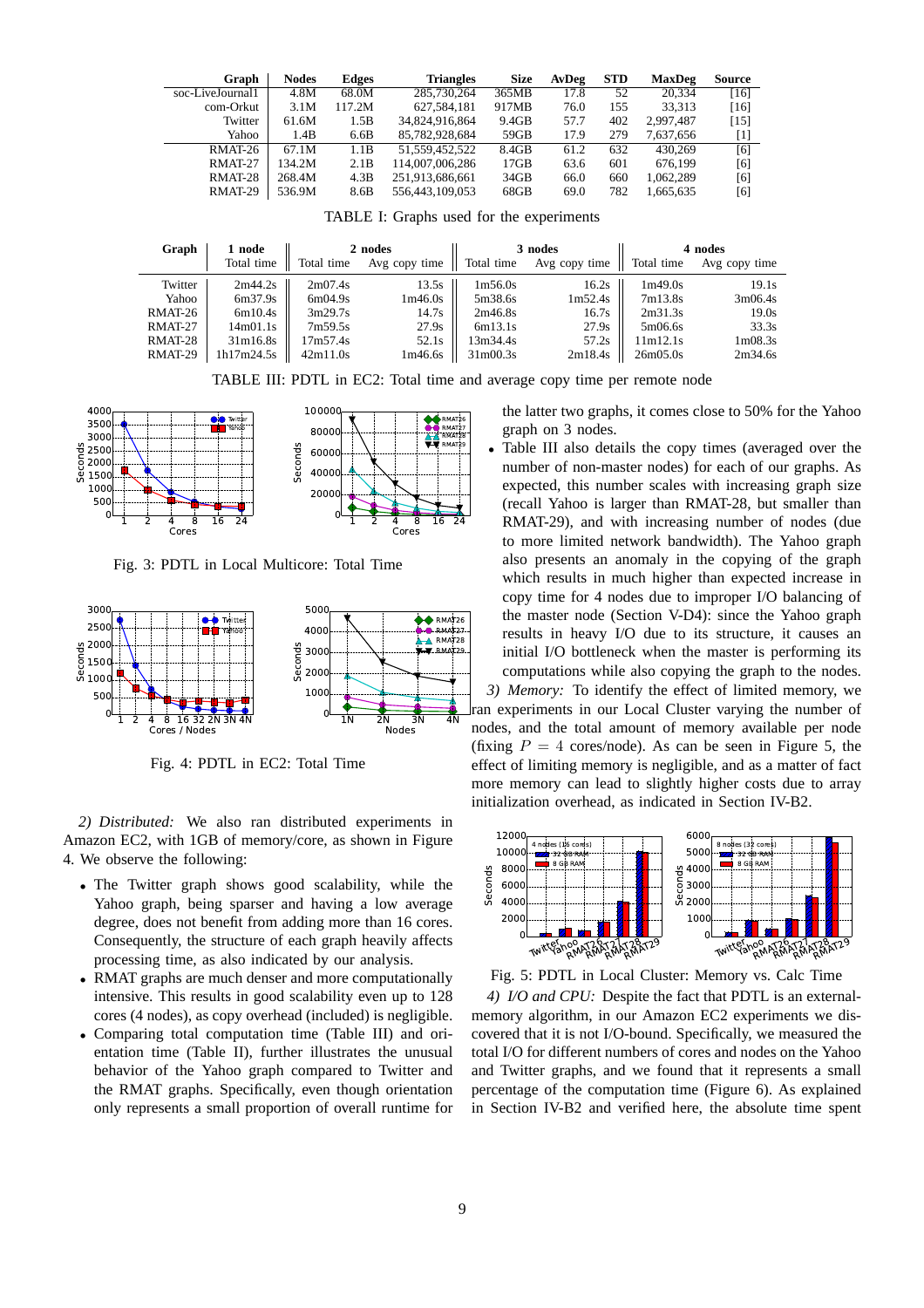| Graph | Nodes | Edges | Triangles | Size | AvDeg | STD | MaxDeg | Source |
|---|---|---|---|---|---|---|---|---|
| soc-LiveJournal1 | 4.8M | 68.0M | 285,730,264 | 365MB | 17.8 | 52 | 20,334 | [16] |
| com-Orkut | 3.1M | 117.2M | 627,584,181 | 917MB | 76.0 | 155 | 33,313 | [16] |
| Twitter | 61.6M | 1.5B | 34,824,916,864 | 9.4GB | 57.7 | 402 | 2,997,487 | [15] |
| Yahoo | 1.4B | 6.6B | 85,782,928,684 | 59GB | 17.9 | 279 | 7,637,656 | [1] |
| RMAT-26 | 67.1M | 1.1B | 51,559,452,522 | 8.4GB | 61.2 | 632 | 430,269 | [6] |
| RMAT-27 | 134.2M | 2.1B | 114,007,006,286 | 17GB | 63.6 | 601 | 676,199 | [6] |
| RMAT-28 | 268.4M | 4.3B | 251,913,686,661 | 34GB | 66.0 | 660 | 1,062,289 | [6] |
| RMAT-29 | 536.9M | 8.6B | 556,443,109,053 | 68GB | 69.0 | 782 | 1,665,635 | [6] |

TABLE I: Graphs used for the experiments

| Graph | 1 node | 2 nodes | | 3 nodes | | 4 nodes | |
|---|---|---|---|---|---|---|---|
| | Total time | Total time | Avg copy time | Total time | Avg copy time | Total time | Avg copy time |
| Twitter | 2m44.2s | 2m07.4s | 13.5s | 1m56.0s | 16.2s | 1m49.0s | 19.1s |
| Yahoo | 6m37.9s | 6m04.9s | 1m46.0s | 5m38.6s | 1m52.4s | 7m13.8s | 3m06.4s |
| RMAT-26 | 6m10.4s | 3m29.7s | 14.7s | 2m46.8s | 16.7s | 2m31.3s | 19.0s |
| RMAT-27 | 14m01.1s | 7m59.5s | 27.9s | 6m13.1s | 27.9s | 5m06.6s | 33.3s |
| RMAT-28 | 31m16.8s | 17m57.4s | 52.1s | 13m34.4s | 57.2s | 11m12.1s | 1m08.3s |
| RMAT-29 | 1h17m24.5s | 42m11.0s | 1m46.6s | 31m00.3s | 2m18.4s | 26m05.0s | 2m34.6s |

TABLE III: PDTL in EC2: Total time and average copy time per remote node

Fig. 3: PDTL in Local Multicore: Total Time

Fig. 4: PDTL in EC2: Total Time

*2) Distributed:* We also ran distributed experiments in Amazon EC2, with 1GB of memory/core, as shown in Figure 4. We observe the following:

- The Twitter graph shows good scalability, while the Yahoo graph, being sparser and having a low average degree, does not benefit from adding more than 16 cores. Consequently, the structure of each graph heavily affects processing time, as also indicated by our analysis.
- RMAT graphs are much denser and more computationally intensive. This results in good scalability even up to 128 cores (4 nodes), as copy overhead (included) is negligible.
- Comparing total computation time (Table III) and orientation time (Table II), further illustrates the unusual behavior of the Yahoo graph compared to Twitter and the RMAT graphs. Specifically, even though orientation only represents a small proportion of overall runtime for the latter two graphs, it comes close to 50% for the Yahoo graph on 3 nodes.
- Table III also details the copy times (averaged over the number of non-master nodes) for each of our graphs. As expected, this number scales with increasing graph size (recall Yahoo is larger than RMAT-28, but smaller than RMAT-29), and with increasing number of nodes (due to more limited network bandwidth). The Yahoo graph also presents an anomaly in the copying of the graph which results in much higher than expected increase in copy time for 4 nodes due to improper I/O balancing of the master node (Section V-D4): since the Yahoo graph results in heavy I/O due to its structure, it causes an initial I/O bottleneck when the master is performing its computations while also copying the graph to the nodes.

*3) Memory:* To identify the effect of limited memory, we ran experiments in our Local Cluster varying the number of nodes, and the total amount of memory available per node (fixing $P = 4$ cores/node). As can be seen in Figure 5, the effect of limiting memory is negligible, and as a matter of fact more memory can lead to slightly higher costs due to array initialization overhead, as indicated in Section IV-B2.

Fig. 5: PDTL in Local Cluster: Memory vs. Calc Time

*4) I/O and CPU:* Despite the fact that PDTL is an external-memory algorithm, in our Amazon EC2 experiments we discovered that it is not I/O-bound. Specifically, we measured the total I/O for different numbers of cores and nodes on the Yahoo and Twitter graphs, and we found that it represents a small percentage of the computation time (Figure 6). As explained in Section IV-B2 and verified here, the absolute time spent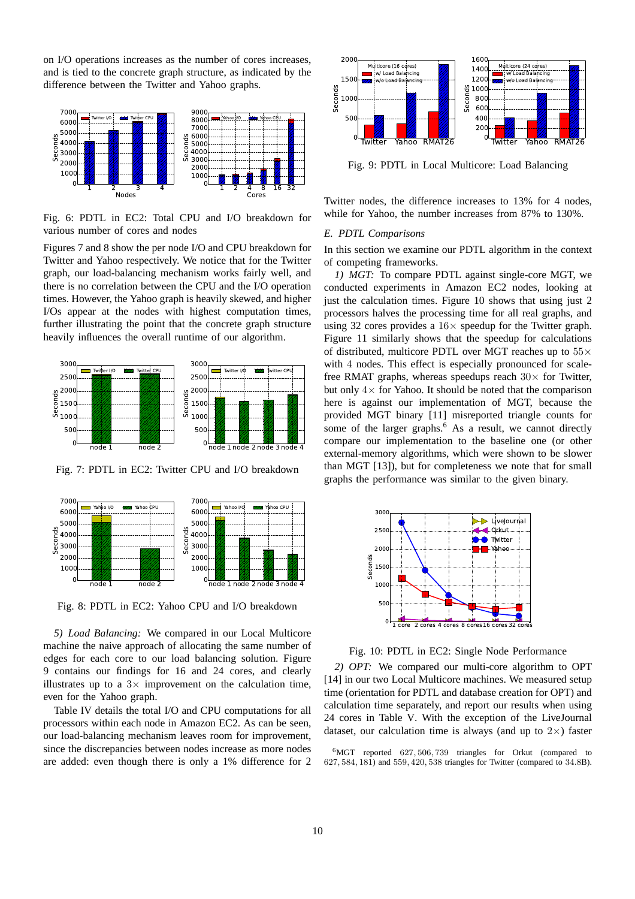on I/O operations increases as the number of cores increases, and is tied to the concrete graph structure, as indicated by the difference between the Twitter and Yahoo graphs.

Fig. 6: PDTL in EC2: Total CPU and I/O breakdown for various number of cores and nodes

Figures 7 and 8 show the per node I/O and CPU breakdown for Twitter and Yahoo respectively. We notice that for the Twitter graph, our load-balancing mechanism works fairly well, and there is no correlation between the CPU and the I/O operation times. However, the Yahoo graph is heavily skewed, and higher I/Os appear at the nodes with highest computation times, further illustrating the point that the concrete graph structure heavily influences the overall runtime of our algorithm.

Fig. 7: PDTL in EC2: Twitter CPU and I/O breakdown

Fig. 8: PDTL in EC2: Yahoo CPU and I/O breakdown

*5) Load Balancing:* We compared in our Local Multicore machine the naive approach of allocating the same number of edges for each core to our load balancing solution. Figure 9 contains our findings for 16 and 24 cores, and clearly illustrates up to a $3\times$ improvement on the calculation time, even for the Yahoo graph.

Table IV details the total I/O and CPU computations for all processors within each node in Amazon EC2. As can be seen, our load-balancing mechanism leaves room for improvement, since the discrepancies between nodes increase as more nodes are added: even though there is only a 1% difference for 2 Twitter nodes, the difference increases to 13% for 4 nodes, while for Yahoo, the number increases from 87% to 130%.

Fig. 9: PDTL in Local Multicore: Load Balancing

### *E. PDTL Comparisons*

In this section we examine our PDTL algorithm in the context of competing frameworks.

*1) MGT:* To compare PDTL against single-core MGT, we conducted experiments in Amazon EC2 nodes, looking at just the calculation times. Figure 10 shows that using just 2 processors halves the processing time for all real graphs, and using 32 cores provides a $16\times$ speedup for the Twitter graph. Figure 11 similarly shows that the speedup for calculations of distributed, multicore PDTL over MGT reaches up to $55\times$ with $4$ nodes. This effect is especially pronounced for scale-free RMAT graphs, whereas speedups reach $30\times$ for Twitter, but only $4\times$ for Yahoo. It should be noted that the comparison here is against our implementation of MGT, because the provided MGT binary [11] misreported triangle counts for some of the larger graphs.[6] As a result, we cannot directly compare our implementation to the baseline one (or other external-memory algorithms, which were shown to be slower than MGT [13]), but for completeness we note that for small graphs the performance was similar to the given binary.

Fig. 10: PDTL in EC2: Single Node Performance

*2) OPT:* We compared our multi-core algorithm to OPT [14] in our two Local Multicore machines. We measured setup time (orientation for PDTL and database creation for OPT) and calculation time separately, and report our results when using 24 cores in Table V. With the exception of the LiveJournal dataset, our calculation time is always (and up to $2\times$) faster

[6] MGT reported $627,506,739$ triangles for Orkut (compared to $627,584,181$) and $559,420,538$ triangles for Twitter (compared to $34.8$B).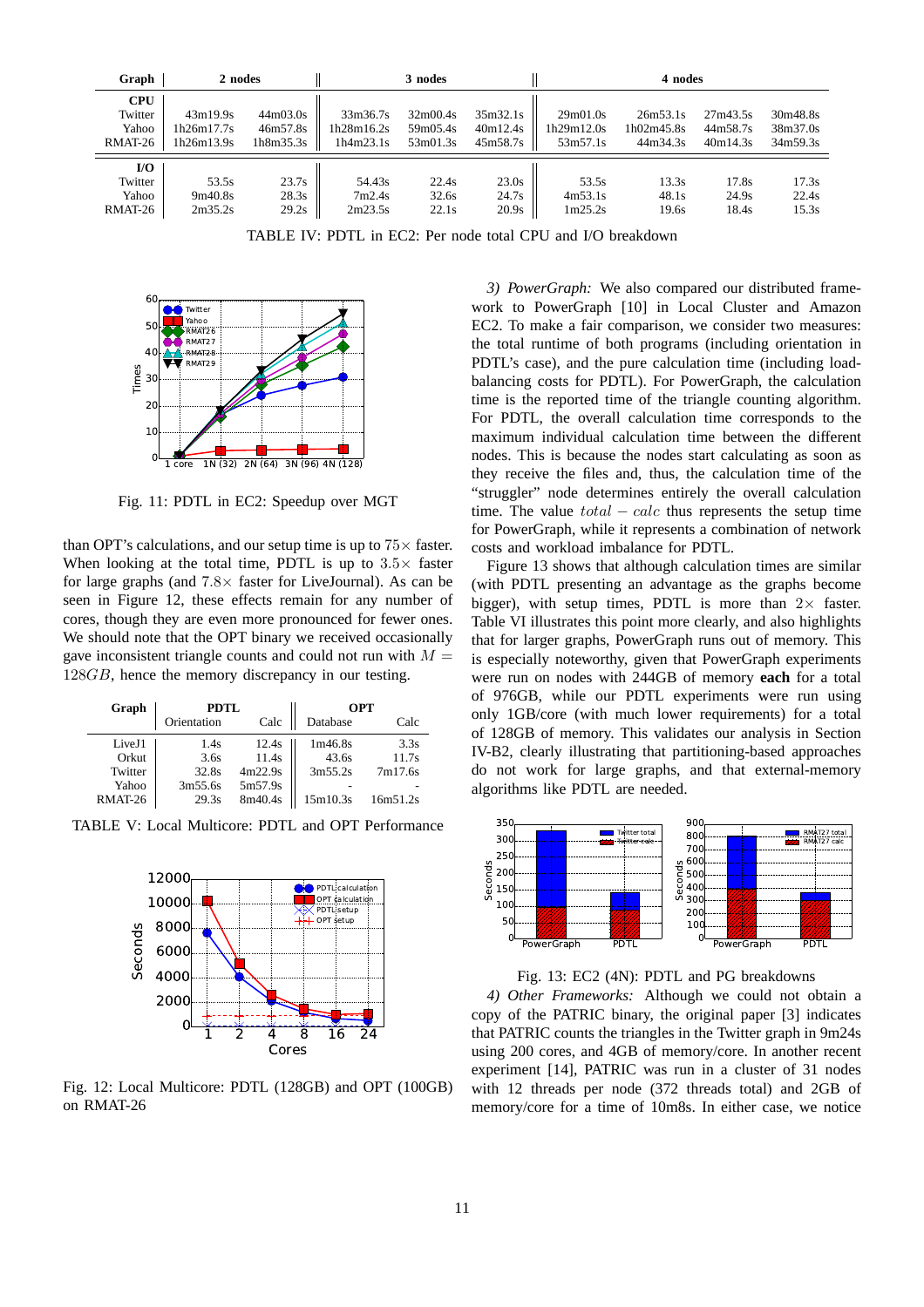| Graph | 2 nodes | | 3 nodes | | | 4 nodes | | | |
|---|---|---|---|---|---|---|---|---|---|
| **CPU** | | | | | | | | | |
| Twitter | 43m19.9s | 44m03.0s | 33m36.7s | 32m00.4s | 35m32.1s | 29m01.0s | 26m53.1s | 27m43.5s | 30m48.8s |
| Yahoo | 1h26m17.7s | 46m57.8s | 1h28m16.2s | 59m05.4s | 40m12.4s | 1h29m12.0s | 1h02m45.8s | 44m58.7s | 38m37.0s |
| RMAT-26 | 1h26m13.9s | 1h8m35.3s | 1h4m23.1s | 53m01.3s | 45m58.7s | 53m57.1s | 44m34.3s | 40m14.3s | 34m59.3s |
| **I/O** | | | | | | | | | |
| Twitter | 53.5s | 23.7s | 54.43s | 22.4s | 23.0s | 53.5s | 13.3s | 17.8s | 17.3s |
| Yahoo | 9m40.8s | 28.3s | 7m2.4s | 32.6s | 24.7s | 4m53.1s | 48.1s | 24.9s | 22.4s |
| RMAT-26 | 2m35.2s | 29.2s | 2m23.5s | 22.1s | 20.9s | 1m25.2s | 19.6s | 18.4s | 15.3s |

TABLE IV: PDTL in EC2: Per node total CPU and I/O breakdown

Fig. 11: PDTL in EC2: Speedup over MGT

than OPT's calculations, and our setup time is up to $75\times$ faster. When looking at the total time, PDTL is up to $3.5\times$ faster for large graphs (and $7.8\times$ faster for LiveJournal). As can be seen in Figure 12, these effects remain for any number of cores, though they are even more pronounced for fewer ones. We should note that the OPT binary we received occasionally gave inconsistent triangle counts and could not run with $M = 128GB$, hence the memory discrepancy in our testing.

| Graph | PDTL | | OPT | |
|---|---|---|---|---|
| | Orientation | Calc | Database | Calc |
| LiveJ1 | 1.4s | 12.4s | 1m46.8s | 3.3s |
| Orkut | 3.6s | 11.4s | 43.6s | 11.7s |
| Twitter | 32.8s | 4m22.9s | 3m55.2s | 7m17.6s |
| Yahoo | 3m55.6s | 5m57.9s | - | - |
| RMAT-26 | 29.3s | 8m40.4s | 15m10.3s | 16m51.2s |

TABLE V: Local Multicore: PDTL and OPT Performance

Fig. 12: Local Multicore: PDTL (128GB) and OPT (100GB) on RMAT-26

*3) PowerGraph:* We also compared our distributed framework to PowerGraph [10] in Local Cluster and Amazon EC2. To make a fair comparison, we consider two measures: the total runtime of both programs (including orientation in PDTL's case), and the pure calculation time (including load-balancing costs for PDTL). For PowerGraph, the calculation time is the reported time of the triangle counting algorithm. For PDTL, the overall calculation time corresponds to the maximum individual calculation time between the different nodes. This is because the nodes start calculating as soon as they receive the files and, thus, the calculation time of the "struggler" node determines entirely the overall calculation time. The value $total - calc$ thus represents the setup time for PowerGraph, while it represents a combination of network costs and workload imbalance for PDTL.

Figure 13 shows that although calculation times are similar (with PDTL presenting an advantage as the graphs become bigger), with setup times, PDTL is more than $2\times$ faster. Table VI illustrates this point more clearly, and also highlights that for larger graphs, PowerGraph runs out of memory. This is especially noteworthy, given that PowerGraph experiments were run on nodes with 244GB of memory **each** for a total of 976GB, while our PDTL experiments were run using only 1GB/core (with much lower requirements) for a total of 128GB of memory. This validates our analysis in Section IV-B2, clearly illustrating that partitioning-based approaches do not work for large graphs, and that external-memory algorithms like PDTL are needed.

Fig. 13: EC2 (4N): PDTL and PG breakdowns

*4) Other Frameworks:* Although we could not obtain a copy of the PATRIC binary, the original paper [3] indicates that PATRIC counts the triangles in the Twitter graph in 9m24s using 200 cores, and 4GB of memory/core. In another recent experiment [14], PATRIC was run in a cluster of 31 nodes with 12 threads per node (372 threads total) and 2GB of memory/core for a time of 10m8s. In either case, we notice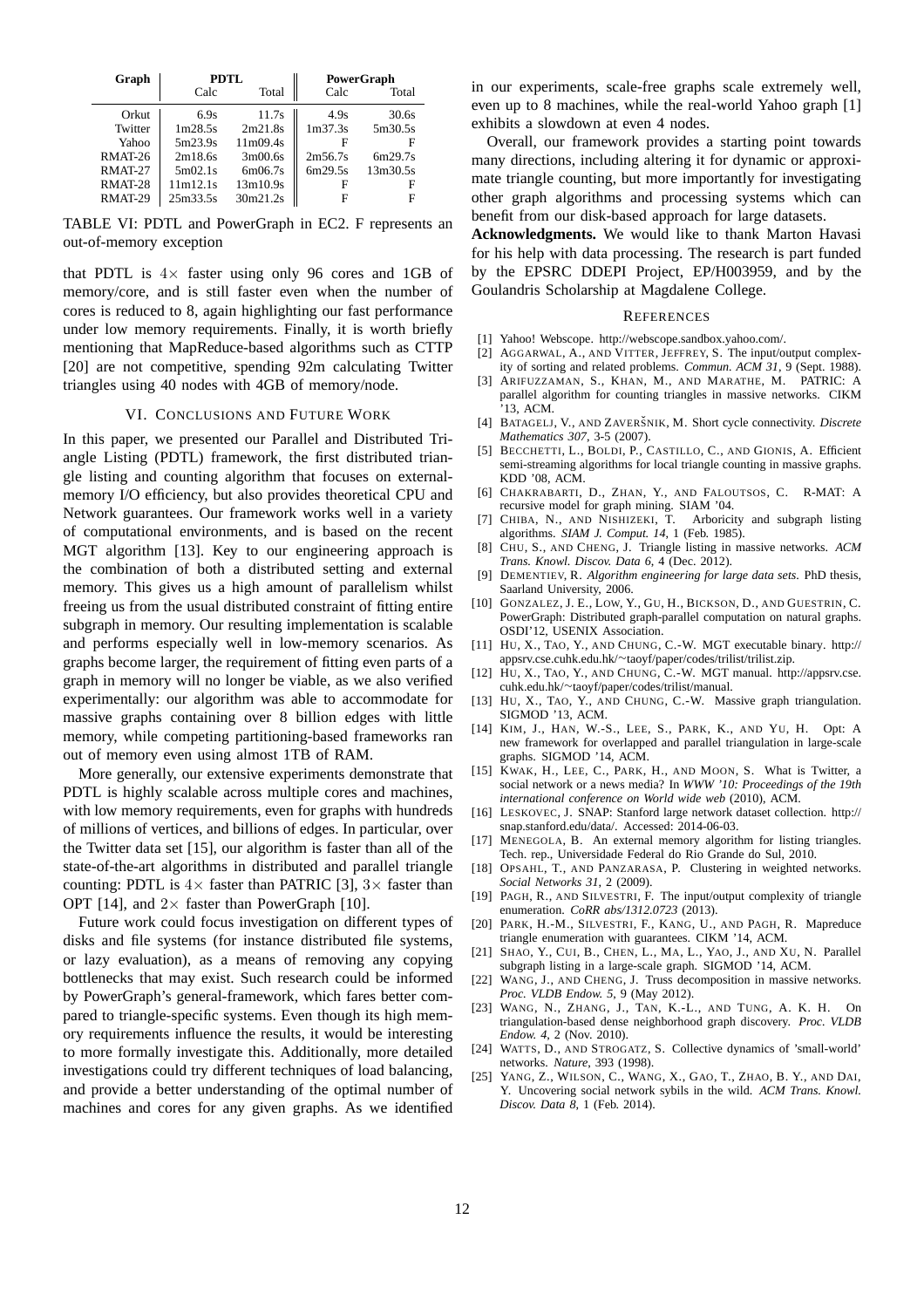| Graph | PDTL | | PowerGraph | |
|---|---|---|---|---|
| | Calc | Total | Calc | Total |
| Orkut | 6.9s | 11.7s | 4.9s | 30.6s |
| Twitter | 1m28.5s | 2m21.8s | 1m37.3s | 5m30.5s |
| Yahoo | 5m23.9s | 11m09.4s | F | F |
| RMAT-26 | 2m18.6s | 3m00.6s | 2m56.7s | 6m29.7s |
| RMAT-27 | 5m02.1s | 6m06.7s | 6m29.5s | 13m30.5s |
| RMAT-28 | 11m12.1s | 13m10.9s | F | F |
| RMAT-29 | 25m33.5s | 30m21.2s | F | F |

TABLE VI: PDTL and PowerGraph in EC2. F represents an out-of-memory exception

that PDTL is $4\times$ faster using only 96 cores and 1GB of memory/core, and is still faster even when the number of cores is reduced to 8, again highlighting our fast performance under low memory requirements. Finally, it is worth briefly mentioning that MapReduce-based algorithms such as CTTP [20] are not competitive, spending 92m calculating Twitter triangles using 40 nodes with 4GB of memory/node.

## VI. Conclusions and Future Work

In this paper, we presented our Parallel and Distributed Triangle Listing (PDTL) framework, the first distributed triangle listing and counting algorithm that focuses on external-memory I/O efficiency, but also provides theoretical CPU and Network guarantees. Our framework works well in a variety of computational environments, and is based on the recent MGT algorithm [13]. Key to our engineering approach is the combination of both a distributed setting and external memory. This gives us a high amount of parallelism whilst freeing us from the usual distributed constraint of fitting entire subgraph in memory. Our resulting implementation is scalable and performs especially well in low-memory scenarios. As graphs become larger, the requirement of fitting even parts of a graph in memory will no longer be viable, as we also verified experimentally: our algorithm was able to accommodate for massive graphs containing over 8 billion edges with little memory, while competing partitioning-based frameworks ran out of memory even using almost 1TB of RAM.

More generally, our extensive experiments demonstrate that PDTL is highly scalable across multiple cores and machines, with low memory requirements, even for graphs with hundreds of millions of vertices, and billions of edges. In particular, over the Twitter data set [15], our algorithm is faster than all of the state-of-the-art algorithms in distributed and parallel triangle counting: PDTL is $4\times$ faster than PATRIC [3], $3\times$ faster than OPT [14], and $2\times$ faster than PowerGraph [10].

Future work could focus investigation on different types of disks and file systems (for instance distributed file systems, or lazy evaluation), as a means of removing any copying bottlenecks that may exist. Such research could be informed by PowerGraph's general-framework, which fares better compared to triangle-specific systems. Even though its high memory requirements influence the results, it would be interesting to more formally investigate this. Additionally, more detailed investigations could try different techniques of load balancing, and provide a better understanding of the optimal number of machines and cores for any given graphs. As we identified in our experiments, scale-free graphs scale extremely well, even up to 8 machines, while the real-world Yahoo graph [1] exhibits a slowdown at even 4 nodes.

Overall, our framework provides a starting point towards many directions, including altering it for dynamic or approximate triangle counting, but more importantly for investigating other graph algorithms and processing systems which can benefit from our disk-based approach for large datasets.

**Acknowledgments.** We would like to thank Marton Havasi for his help with data processing. The research is part funded by the EPSRC DDEPI Project, EP/H003959, and by the Goulandris Scholarship at Magdalene College.

## References

[1] Yahoo! Webscope. http://webscope.sandbox.yahoo.com/.
[2] Aggarwal, A., and Vitter, Jeffrey, S. The input/output complexity of sorting and related problems. *Commun. ACM 31*, 9 (Sept. 1988).
[3] Arifuzzaman, S., Khan, M., and Marathe, M. PATRIC: A parallel algorithm for counting triangles in massive networks. CIKM '13, ACM.
[4] Batagelj, V., and Zaveršnik, M. Short cycle connectivity. *Discrete Mathematics 307*, 3-5 (2007).
[5] Becchetti, L., Boldi, P., Castillo, C., and Gionis, A. Efficient semi-streaming algorithms for local triangle counting in massive graphs. KDD '08, ACM.
[6] Chakrabarti, D., Zhan, Y., and Faloutsos, C. R-MAT: A recursive model for graph mining. SIAM '04.
[7] Chiba, N., and Nishizeki, T. Arboricity and subgraph listing algorithms. *SIAM J. Comput. 14*, 1 (Feb. 1985).
[8] Chu, S., and Cheng, J. Triangle listing in massive networks. *ACM Trans. Knowl. Discov. Data 6*, 4 (Dec. 2012).
[9] Dementiev, R. *Algorithm engineering for large data sets*. PhD thesis, Saarland University, 2006.
[10] Gonzalez, J. E., Low, Y., Gu, H., Bickson, D., and Guestrin, C. PowerGraph: Distributed graph-parallel computation on natural graphs. OSDI'12, USENIX Association.
[11] Hu, X., Tao, Y., and Chung, C.-W. MGT executable binary. http://appsrv.cse.cuhk.edu.hk/~taoyf/paper/codes/trilist/trilist.zip.
[12] Hu, X., Tao, Y., and Chung, C.-W. MGT manual. http://appsrv.cse.cuhk.edu.hk/~taoyf/paper/codes/trilist/manual.
[13] Hu, X., Tao, Y., and Chung, C.-W. Massive graph triangulation. SIGMOD '13, ACM.
[14] Kim, J., Han, W.-S., Lee, S., Park, K., and Yu, H. Opt: A new framework for overlapped and parallel triangulation in large-scale graphs. SIGMOD '14, ACM.
[15] Kwak, H., Lee, C., Park, H., and Moon, S. What is Twitter, a social network or a news media? In *WWW '10: Proceedings of the 19th international conference on World wide web* (2010), ACM.
[16] Leskovec, J. SNAP: Stanford large network dataset collection. http://snap.stanford.edu/data/. Accessed: 2014-06-03.
[17] Menegola, B. An external memory algorithm for listing triangles. Tech. rep., Universidade Federal do Rio Grande do Sul, 2010.
[18] Opsahl, T., and Panzarasa, P. Clustering in weighted networks. *Social Networks 31*, 2 (2009).
[19] Pagh, R., and Silvestri, F. The input/output complexity of triangle enumeration. *CoRR abs/1312.0723* (2013).
[20] Park, H.-M., Silvestri, F., Kang, U., and Pagh, R. Mapreduce triangle enumeration with guarantees. CIKM '14, ACM.
[21] Shao, Y., Cui, B., Chen, L., Ma, L., Yao, J., and Xu, N. Parallel subgraph listing in a large-scale graph. SIGMOD '14, ACM.
[22] Wang, J., and Cheng, J. Truss decomposition in massive networks. *Proc. VLDB Endow. 5*, 9 (May 2012).
[23] Wang, N., Zhang, J., Tan, K.-L., and Tung, A. K. H. On triangulation-based dense neighborhood graph discovery. *Proc. VLDB Endow. 4*, 2 (Nov. 2010).
[24] Watts, D., and Strogatz, S. Collective dynamics of 'small-world' networks. *Nature*, 393 (1998).
[25] Yang, Z., Wilson, C., Wang, X., Gao, T., Zhao, B. Y., and Dai, Y. Uncovering social network sybils in the wild. *ACM Trans. Knowl. Discov. Data 8*, 1 (Feb. 2014).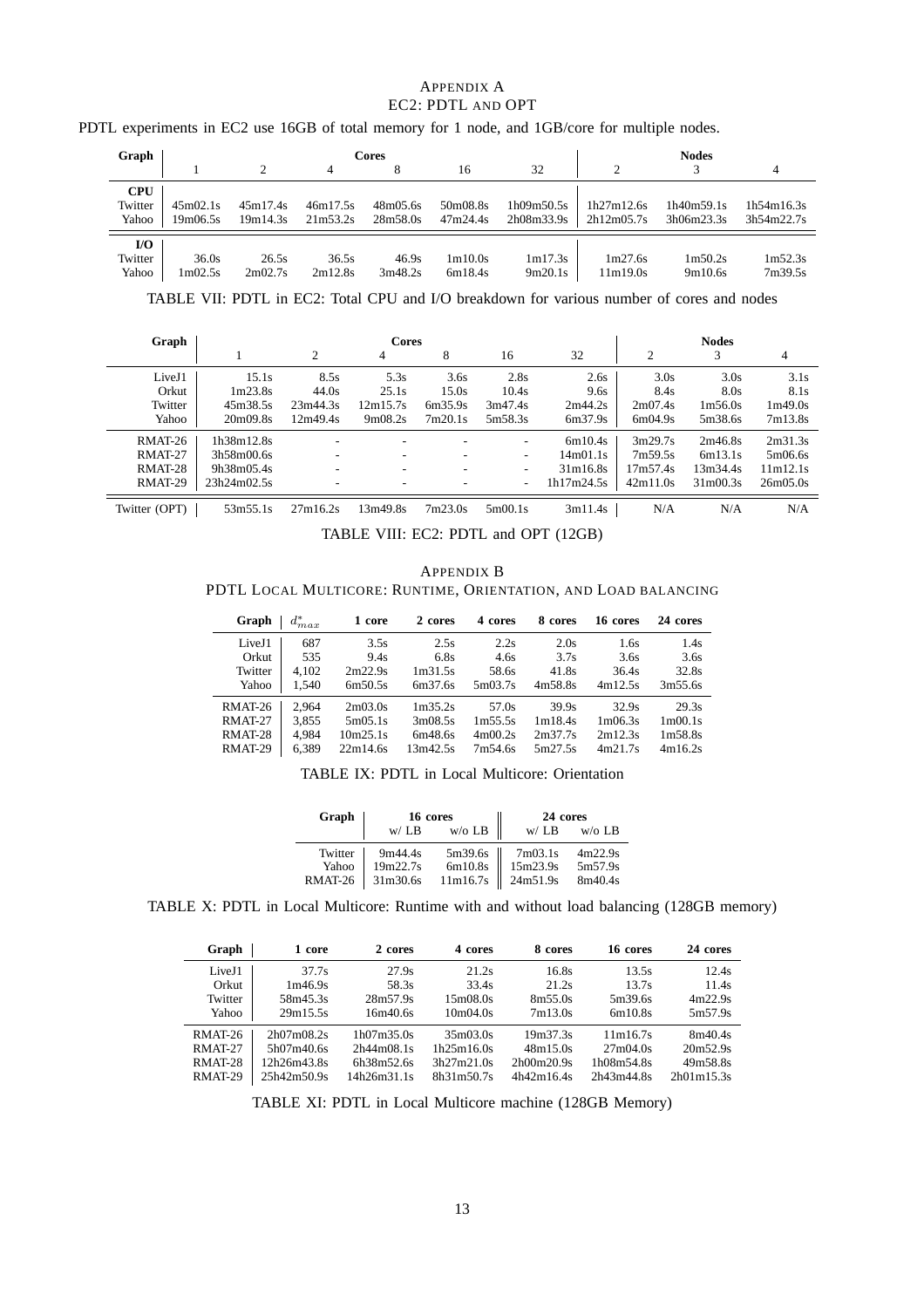## Appendix A
## EC2: PDTL and OPT

PDTL experiments in EC2 use 16GB of total memory for 1 node, and 1GB/core for multiple nodes.

| Graph | Cores | | | | | | Nodes | | |
|---|---|---|---|---|---|---|---|---|---|
| | 1 | 2 | 4 | 8 | 16 | 32 | 2 | 3 | 4 |
| **CPU** | | | | | | | | | |
| Twitter | 45m02.1s | 45m17.4s | 46m17.5s | 48m05.6s | 50m08.8s | 1h09m50.5s | 1h27m12.6s | 1h40m59.1s | 1h54m16.3s |
| Yahoo | 19m06.5s | 19m14.3s | 21m53.2s | 28m58.0s | 47m24.4s | 2h08m33.9s | 2h12m05.7s | 3h06m23.3s | 3h54m22.7s |
| **I/O** | | | | | | | | | |
| Twitter | 36.0s | 26.5s | 36.5s | 46.9s | 1m10.0s | 1m17.3s | 1m27.6s | 1m50.2s | 1m52.3s |
| Yahoo | 1m02.5s | 2m02.7s | 2m12.8s | 3m48.2s | 6m18.4s | 9m20.1s | 11m19.0s | 9m10.6s | 7m39.5s |

TABLE VII: PDTL in EC2: Total CPU and I/O breakdown for various number of cores and nodes

| Graph | Cores | | | | | | Nodes | | |
|---|---|---|---|---|---|---|---|---|---|
| | 1 | 2 | 4 | 8 | 16 | 32 | 2 | 3 | 4 |
| LiveJ1 | 15.1s | 8.5s | 5.3s | 3.6s | 2.8s | 2.6s | 3.0s | 3.0s | 3.1s |
| Orkut | 1m23.8s | 44.0s | 25.1s | 15.0s | 10.4s | 9.6s | 8.4s | 8.0s | 8.1s |
| Twitter | 45m38.5s | 23m44.3s | 12m15.7s | 6m35.9s | 3m47.4s | 2m44.2s | 2m07.4s | 1m56.0s | 1m49.0s |
| Yahoo | 20m09.8s | 12m49.4s | 9m08.2s | 7m20.1s | 5m58.3s | 6m37.9s | 6m04.9s | 5m38.6s | 7m13.8s |
| RMAT-26 | 1h38m12.8s | - | - | - | - | 6m10.4s | 3m29.7s | 2m46.8s | 2m31.3s |
| RMAT-27 | 3h58m00.6s | - | - | - | - | 14m01.1s | 7m59.5s | 6m13.1s | 5m06.6s |
| RMAT-28 | 9h38m05.4s | - | - | - | - | 31m16.8s | 17m57.4s | 13m34.4s | 11m12.1s |
| RMAT-29 | 23h24m02.5s | - | - | - | - | 1h17m24.5s | 42m11.0s | 31m00.3s | 26m05.0s |
| Twitter (OPT) | 53m55.1s | 27m16.2s | 13m49.8s | 7m23.0s | 5m00.1s | 3m11.4s | N/A | N/A | N/A |

TABLE VIII: EC2: PDTL and OPT (12GB)

## Appendix B
## PDTL Local Multicore: Runtime, Orientation, and Load balancing

| Graph | $d^*_{max}$ | 1 core | 2 cores | 4 cores | 8 cores | 16 cores | 24 cores |
|---|---|---|---|---|---|---|---|
| LiveJ1 | 687 | 3.5s | 2.5s | 2.2s | 2.0s | 1.6s | 1.4s |
| Orkut | 535 | 9.4s | 6.8s | 4.6s | 3.7s | 3.6s | 3.6s |
| Twitter | 4,102 | 2m22.9s | 1m31.5s | 58.6s | 41.8s | 36.4s | 32.8s |
| Yahoo | 1,540 | 6m50.5s | 6m37.6s | 5m03.7s | 4m58.8s | 4m12.5s | 3m55.6s |
| RMAT-26 | 2,964 | 2m03.0s | 1m35.2s | 57.0s | 39.9s | 32.9s | 29.3s |
| RMAT-27 | 3,855 | 5m05.1s | 3m08.5s | 1m55.5s | 1m18.4s | 1m06.3s | 1m00.1s |
| RMAT-28 | 4,984 | 10m25.1s | 6m48.6s | 4m00.2s | 2m37.7s | 2m12.3s | 1m58.8s |
| RMAT-29 | 6,389 | 22m14.6s | 13m42.5s | 7m54.6s | 5m27.5s | 4m21.7s | 4m16.2s |

TABLE IX: PDTL in Local Multicore: Orientation

| Graph | 16 cores | | 24 cores | |
|---|---|---|---|---|
| | w/ LB | w/o LB | w/ LB | w/o LB |
| Twitter | 9m44.4s | 5m39.6s | 7m03.1s | 4m22.9s |
| Yahoo | 19m22.7s | 6m10.8s | 15m23.9s | 5m57.9s |
| RMAT-26 | 31m30.6s | 11m16.7s | 24m51.9s | 8m40.4s |

TABLE X: PDTL in Local Multicore: Runtime with and without load balancing (128GB memory)

| Graph | 1 core | 2 cores | 4 cores | 8 cores | 16 cores | 24 cores |
|---|---|---|---|---|---|---|
| LiveJ1 | 37.7s | 27.9s | 21.2s | 16.8s | 13.5s | 12.4s |
| Orkut | 1m46.9s | 58.3s | 33.4s | 21.2s | 13.7s | 11.4s |
| Twitter | 58m45.3s | 28m57.9s | 15m08.0s | 8m55.0s | 5m39.6s | 4m22.9s |
| Yahoo | 29m15.5s | 16m40.6s | 10m04.0s | 7m13.0s | 6m10.8s | 5m57.9s |
| RMAT-26 | 2h07m08.2s | 1h07m35.0s | 35m03.0s | 19m37.3s | 11m16.7s | 8m40.4s |
| RMAT-27 | 5h07m40.6s | 2h44m08.1s | 1h25m16.0s | 48m15.0s | 27m04.0s | 20m52.9s |
| RMAT-28 | 12h26m43.8s | 6h38m52.6s | 3h27m21.0s | 2h00m20.9s | 1h08m54.8s | 49m58.8s |
| RMAT-29 | 25h42m50.9s | 14h26m31.1s | 8h31m50.7s | 4h42m16.4s | 2h43m44.8s | 2h01m15.3s |

TABLE XI: PDTL in Local Multicore machine (128GB Memory)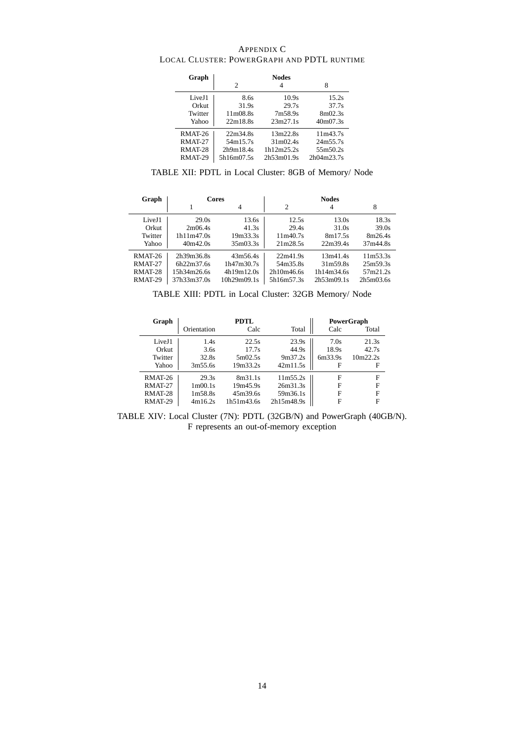## Appendix C
## Local Cluster: PowerGraph and PDTL runtime

| Graph | Nodes | | |
|---|---|---|---|
| | 2 | 4 | 8 |
| LiveJ1 | 8.6s | 10.9s | 15.2s |
| Orkut | 31.9s | 29.7s | 37.7s |
| Twitter | 11m08.8s | 7m58.9s | 8m02.3s |
| Yahoo | 22m18.8s | 23m27.1s | 40m07.3s |
| RMAT-26 | 22m34.8s | 13m22.8s | 11m43.7s |
| RMAT-27 | 54m15.7s | 31m02.4s | 24m55.7s |
| RMAT-28 | 2h9m18.4s | 1h12m25.2s | 55m50.2s |
| RMAT-29 | 5h16m07.5s | 2h53m01.9s | 2h04m23.7s |

TABLE XII: PDTL in Local Cluster: 8GB of Memory/ Node

| Graph | Cores | | Nodes | | |
|---|---|---|---|---|---|
| | 1 | 4 | 2 | 4 | 8 |
| LiveJ1 | 29.0s | 13.6s | 12.5s | 13.0s | 18.3s |
| Orkut | 2m06.4s | 41.3s | 29.4s | 31.0s | 39.0s |
| Twitter | 1h11m47.0s | 19m33.3s | 11m40.7s | 8m17.5s | 8m26.4s |
| Yahoo | 40m42.0s | 35m03.3s | 21m28.5s | 22m39.4s | 37m44.8s |
| RMAT-26 | 2h39m36.8s | 43m56.4s | 22m41.9s | 13m41.4s | 11m53.3s |
| RMAT-27 | 6h22m37.6s | 1h47m30.7s | 54m35.8s | 31m59.8s | 25m59.3s |
| RMAT-28 | 15h34m26.6s | 4h19m12.0s | 2h10m46.6s | 1h14m34.6s | 57m21.2s |
| RMAT-29 | 37h33m37.0s | 10h29m09.1s | 5h16m57.3s | 2h53m09.1s | 2h5m03.6s |

TABLE XIII: PDTL in Local Cluster: 32GB Memory/ Node

| Graph | PDTL | | | PowerGraph | |
|---|---|---|---|---|---|
| | Orientation | Calc | Total | Calc | Total |
| LiveJ1 | 1.4s | 22.5s | 23.9s | 7.0s | 21.3s |
| Orkut | 3.6s | 17.7s | 44.9s | 18.9s | 42.7s |
| Twitter | 32.8s | 5m02.5s | 9m37.2s | 6m33.9s | 10m22.2s |
| Yahoo | 3m55.6s | 19m33.2s | 42m11.5s | F | F |
| RMAT-26 | 29.3s | 8m31.1s | 11m55.2s | F | F |
| RMAT-27 | 1m00.1s | 19m45.9s | 26m31.3s | F | F |
| RMAT-28 | 1m58.8s | 45m39.6s | 59m36.1s | F | F |
| RMAT-29 | 4m16.2s | 1h51m43.6s | 2h15m48.9s | F | F |

TABLE XIV: Local Cluster (7N): PDTL (32GB/N) and PowerGraph (40GB/N). F represents an out-of-memory exception